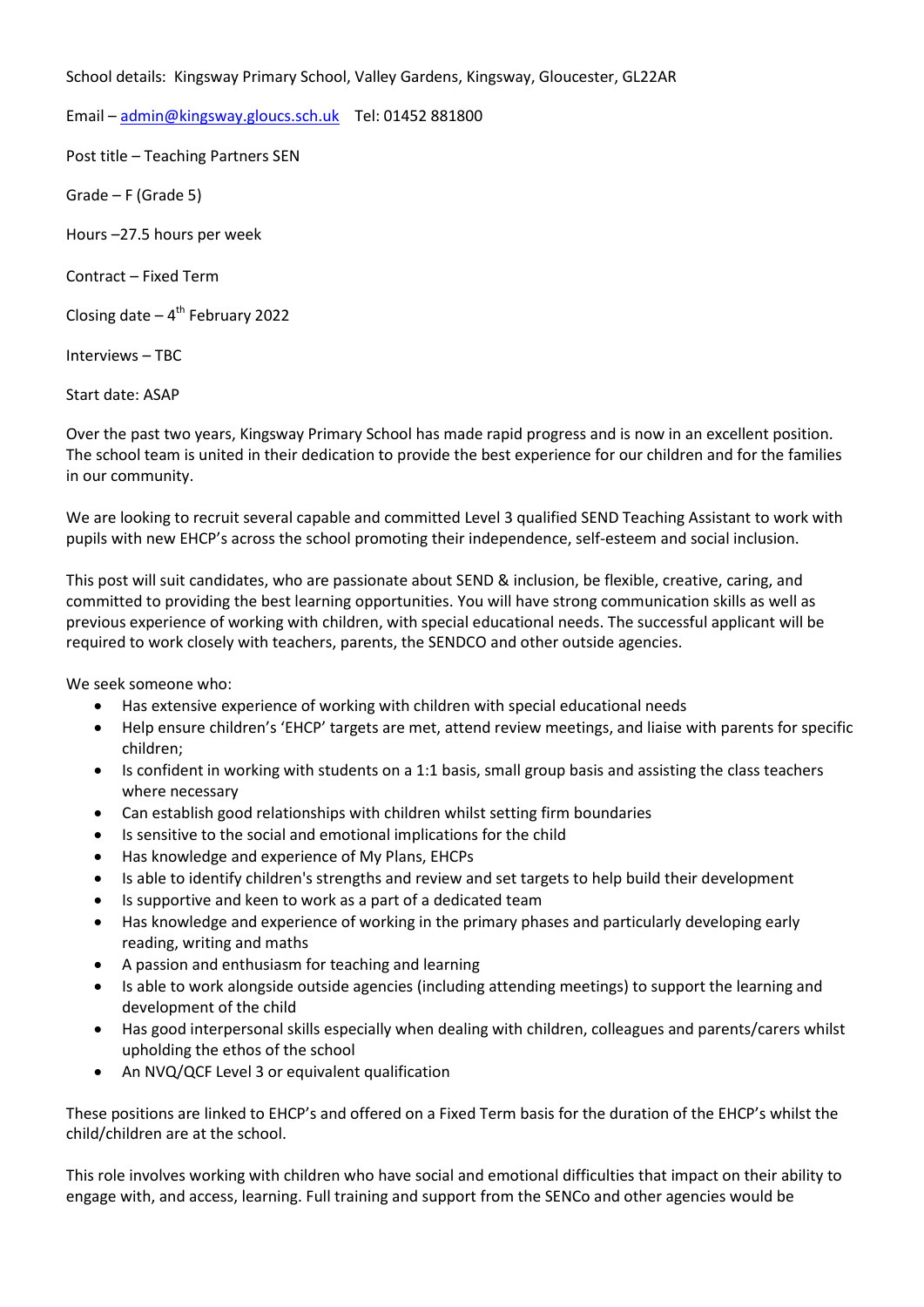School details: Kingsway Primary School, Valley Gardens, Kingsway, Gloucester, GL22AR

Email – [admin@kingsway.gloucs.sch.uk](mailto:admin@kingsway.gloucs.sch.uk) Tel: 01452 881800

Post title – Teaching Partners SEN

Grade – F (Grade 5)

Hours –27.5 hours per week

Contract – Fixed Term

Closing date – 4th February 2022

Interviews – TBC

Start date: ASAP

Over the past two years, Kingsway Primary School has made rapid progress and is now in an excellent position. The school team is united in their dedication to provide the best experience for our children and for the families in our community.

We are looking to recruit several capable and committed Level 3 qualified SEND Teaching Assistant to work with pupils with new EHCP's across the school promoting their independence, self-esteem and social inclusion.

This post will suit candidates, who are passionate about SEND & inclusion, be flexible, creative, caring, and committed to providing the best learning opportunities. You will have strong communication skills as well as previous experience of working with children, with special educational needs. The successful applicant will be required to work closely with teachers, parents, the SENDCO and other outside agencies.

We seek someone who:

- Has extensive experience of working with children with special educational needs
- Help ensure children's 'EHCP' targets are met, attend review meetings, and liaise with parents for specific children;
- Is confident in working with students on a 1:1 basis, small group basis and assisting the class teachers where necessary
- Can establish good relationships with children whilst setting firm boundaries
- Is sensitive to the social and emotional implications for the child
- Has knowledge and experience of My Plans, EHCPs
- Is able to identify children's strengths and review and set targets to help build their development
- Is supportive and keen to work as a part of a dedicated team
- Has knowledge and experience of working in the primary phases and particularly developing early reading, writing and maths
- A passion and enthusiasm for teaching and learning
- Is able to work alongside outside agencies (including attending meetings) to support the learning and development of the child
- Has good interpersonal skills especially when dealing with children, colleagues and parents/carers whilst upholding the ethos of the school
- An NVQ/QCF Level 3 or equivalent qualification

These positions are linked to EHCP's and offered on a Fixed Term basis for the duration of the EHCP's whilst the child/children are at the school.

This role involves working with children who have social and emotional difficulties that impact on their ability to engage with, and access, learning. Full training and support from the SENCo and other agencies would be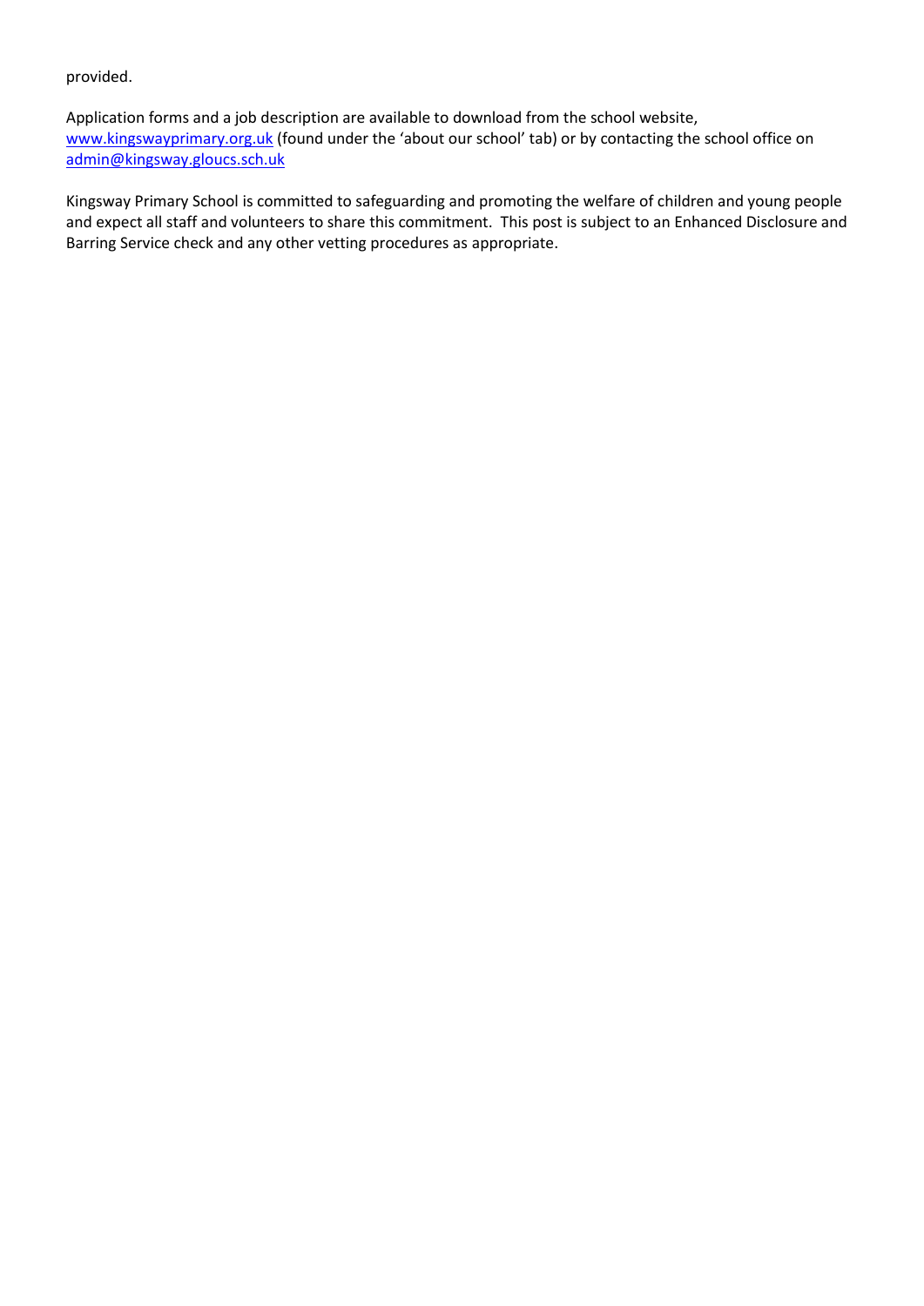provided.

Application forms and a job description are available to download from the school website, [www.kingswayprimary.org.uk](http://www.kingswayprimary.org.uk) (found under the 'about our school' tab) or by contacting the school office on [admin@kingsway.gloucs.sch.uk](mailto:admin@kingsway.gloucs.sch.uk)

Kingsway Primary School is committed to safeguarding and promoting the welfare of children and young people and expect all staff and volunteers to share this commitment. This post is subject to an Enhanced Disclosure and Barring Service check and any other vetting procedures as appropriate.